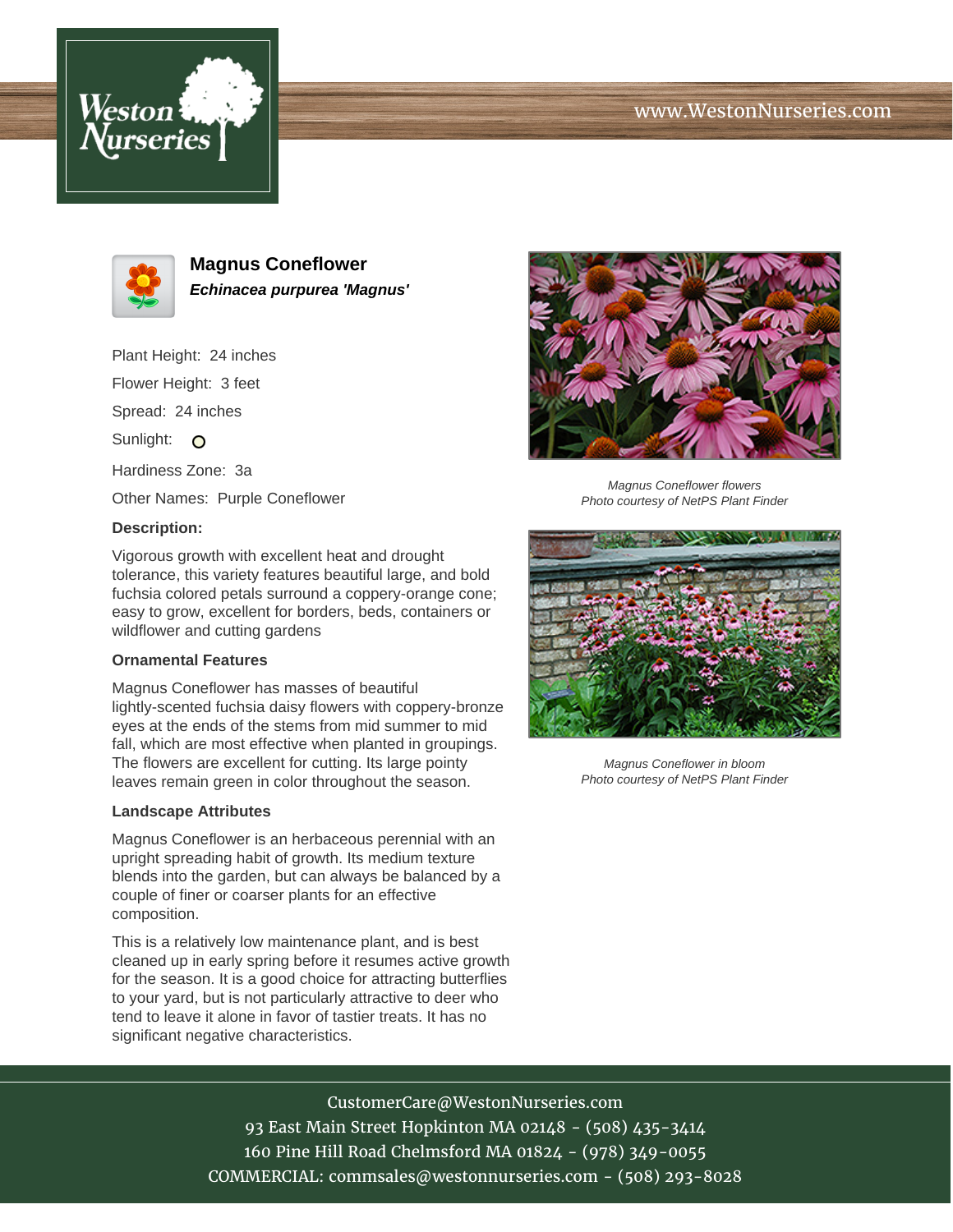www.WestonNurseries.com

# Magnus Coneflower

***Echinacea purpurea 'Magnus'***

Plant Height: 24 inches

Flower Height: 3 feet

Spread: 24 inches

Sunlight: 

Hardiness Zone: 3a

Other Names: Purple Coneflower

**Description:**

Vigorous growth with excellent heat and drought tolerance, this variety features beautiful large, and bold fuchsia colored petals surround a coppery-orange cone; easy to grow, excellent for borders, beds, containers or wildflower and cutting gardens

**Ornamental Features**

Magnus Coneflower has masses of beautiful lightly-scented fuchsia daisy flowers with coppery-bronze eyes at the ends of the stems from mid summer to mid fall, which are most effective when planted in groupings. The flowers are excellent for cutting. Its large pointy leaves remain green in color throughout the season.

**Landscape Attributes**

Magnus Coneflower is an herbaceous perennial with an upright spreading habit of growth. Its medium texture blends into the garden, but can always be balanced by a couple of finer or coarser plants for an effective composition.

This is a relatively low maintenance plant, and is best cleaned up in early spring before it resumes active growth for the season. It is a good choice for attracting butterflies to your yard, but is not particularly attractive to deer who tend to leave it alone in favor of tastier treats. It has no significant negative characteristics.

*Magnus Coneflower flowers*
*Photo courtesy of NetPS Plant Finder*

*Magnus Coneflower in bloom*
*Photo courtesy of NetPS Plant Finder*

CustomerCare@WestonNurseries.com
93 East Main Street Hopkinton MA 02148 - (508) 435-3414
160 Pine Hill Road Chelmsford MA 01824 - (978) 349-0055
COMMERCIAL: commsales@westonnurseries.com - (508) 293-8028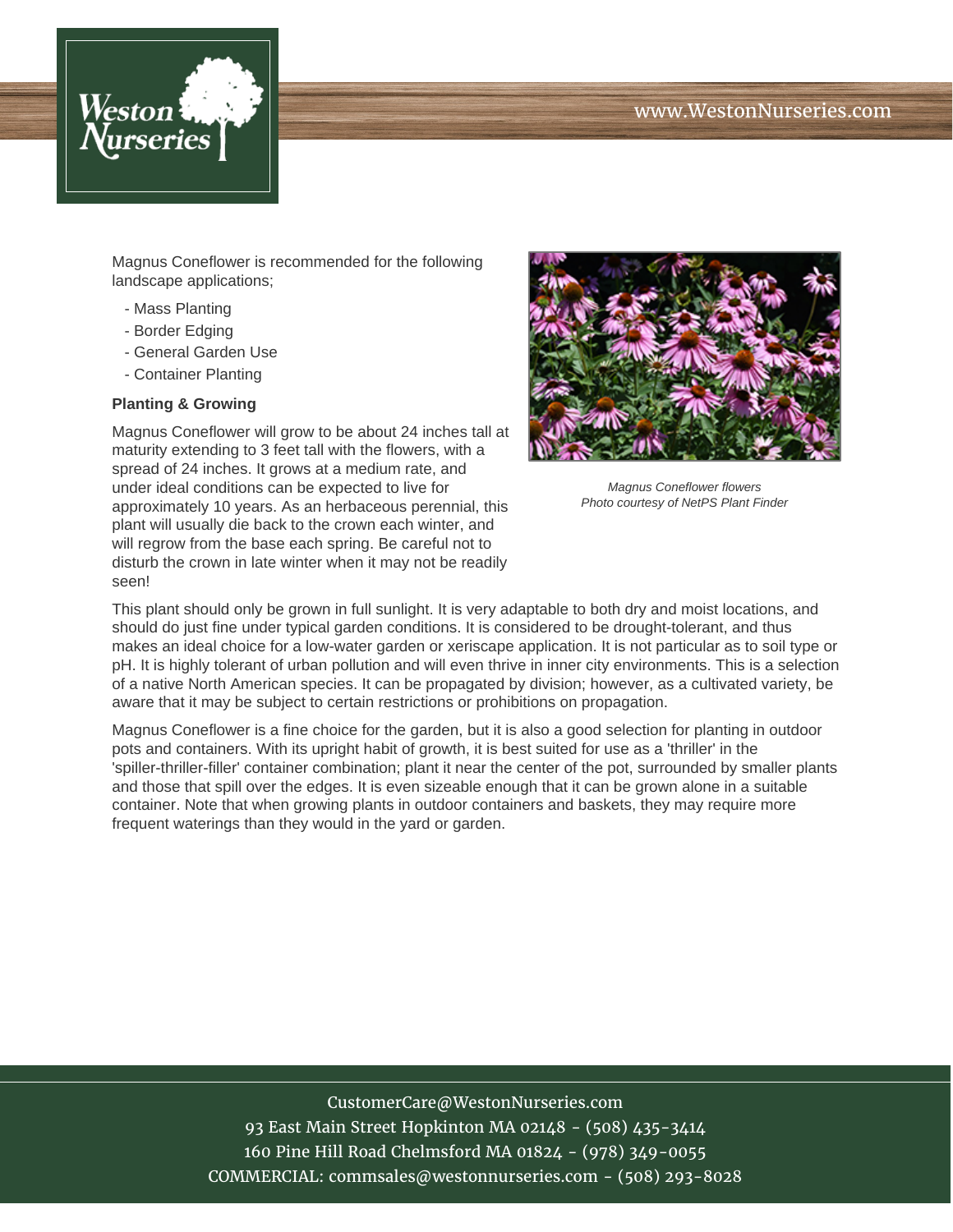Magnus Coneflower is recommended for the following landscape applications;

- Mass Planting
- Border Edging
- General Garden Use
- Container Planting

**Planting & Growing**

Magnus Coneflower will grow to be about 24 inches tall at maturity extending to 3 feet tall with the flowers, with a spread of 24 inches. It grows at a medium rate, and under ideal conditions can be expected to live for approximately 10 years. As an herbaceous perennial, this plant will usually die back to the crown each winter, and will regrow from the base each spring. Be careful not to disturb the crown in late winter when it may not be readily seen!

*Magnus Coneflower flowers*
*Photo courtesy of NetPS Plant Finder*

This plant should only be grown in full sunlight. It is very adaptable to both dry and moist locations, and should do just fine under typical garden conditions. It is considered to be drought-tolerant, and thus makes an ideal choice for a low-water garden or xeriscape application. It is not particular as to soil type or pH. It is highly tolerant of urban pollution and will even thrive in inner city environments. This is a selection of a native North American species. It can be propagated by division; however, as a cultivated variety, be aware that it may be subject to certain restrictions or prohibitions on propagation.

Magnus Coneflower is a fine choice for the garden, but it is also a good selection for planting in outdoor pots and containers. With its upright habit of growth, it is best suited for use as a 'thriller' in the 'spiller-thriller-filler' container combination; plant it near the center of the pot, surrounded by smaller plants and those that spill over the edges. It is even sizeable enough that it can be grown alone in a suitable container. Note that when growing plants in outdoor containers and baskets, they may require more frequent waterings than they would in the yard or garden.